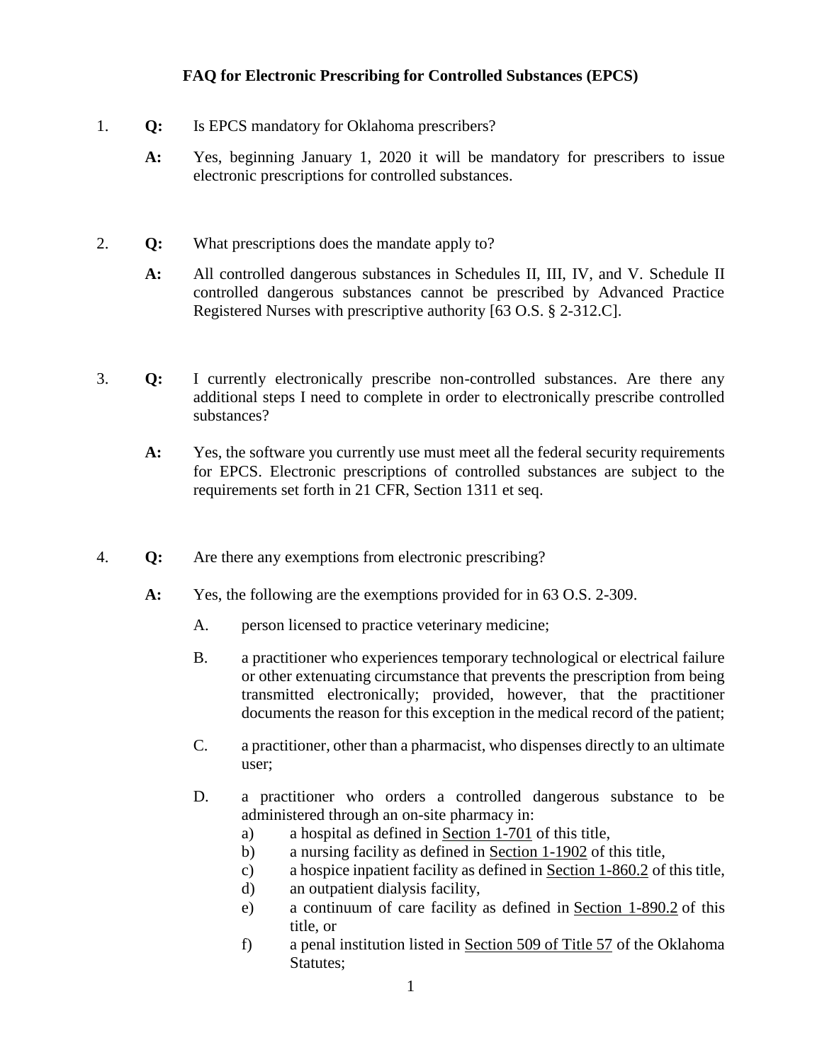# FAQ for Electronic Prescribing for Controlled Substances (EPCS)

1. **Q:** Is EPCS mandatory for Oklahoma prescribers?

   **A:** Yes, beginning January 1, 2020 it will be mandatory for prescribers to issue electronic prescriptions for controlled substances.

2. **Q:** What prescriptions does the mandate apply to?

   **A:** All controlled dangerous substances in Schedules II, III, IV, and V. Schedule II controlled dangerous substances cannot be prescribed by Advanced Practice Registered Nurses with prescriptive authority [63 O.S. § 2-312.C].

3. **Q:** I currently electronically prescribe non-controlled substances. Are there any additional steps I need to complete in order to electronically prescribe controlled substances?

   **A:** Yes, the software you currently use must meet all the federal security requirements for EPCS. Electronic prescriptions of controlled substances are subject to the requirements set forth in 21 CFR, Section 1311 et seq.

4. **Q:** Are there any exemptions from electronic prescribing?

   **A:** Yes, the following are the exemptions provided for in 63 O.S. 2-309.

   A. person licensed to practice veterinary medicine;

   B. a practitioner who experiences temporary technological or electrical failure or other extenuating circumstance that prevents the prescription from being transmitted electronically; provided, however, that the practitioner documents the reason for this exception in the medical record of the patient;

   C. a practitioner, other than a pharmacist, who dispenses directly to an ultimate user;

   D. a practitioner who orders a controlled dangerous substance to be administered through an on-site pharmacy in:
      a) a hospital as defined in Section 1-701 of this title,
      b) a nursing facility as defined in Section 1-1902 of this title,
      c) a hospice inpatient facility as defined in Section 1-860.2 of this title,
      d) an outpatient dialysis facility,
      e) a continuum of care facility as defined in Section 1-890.2 of this title, or
      f) a penal institution listed in Section 509 of Title 57 of the Oklahoma Statutes;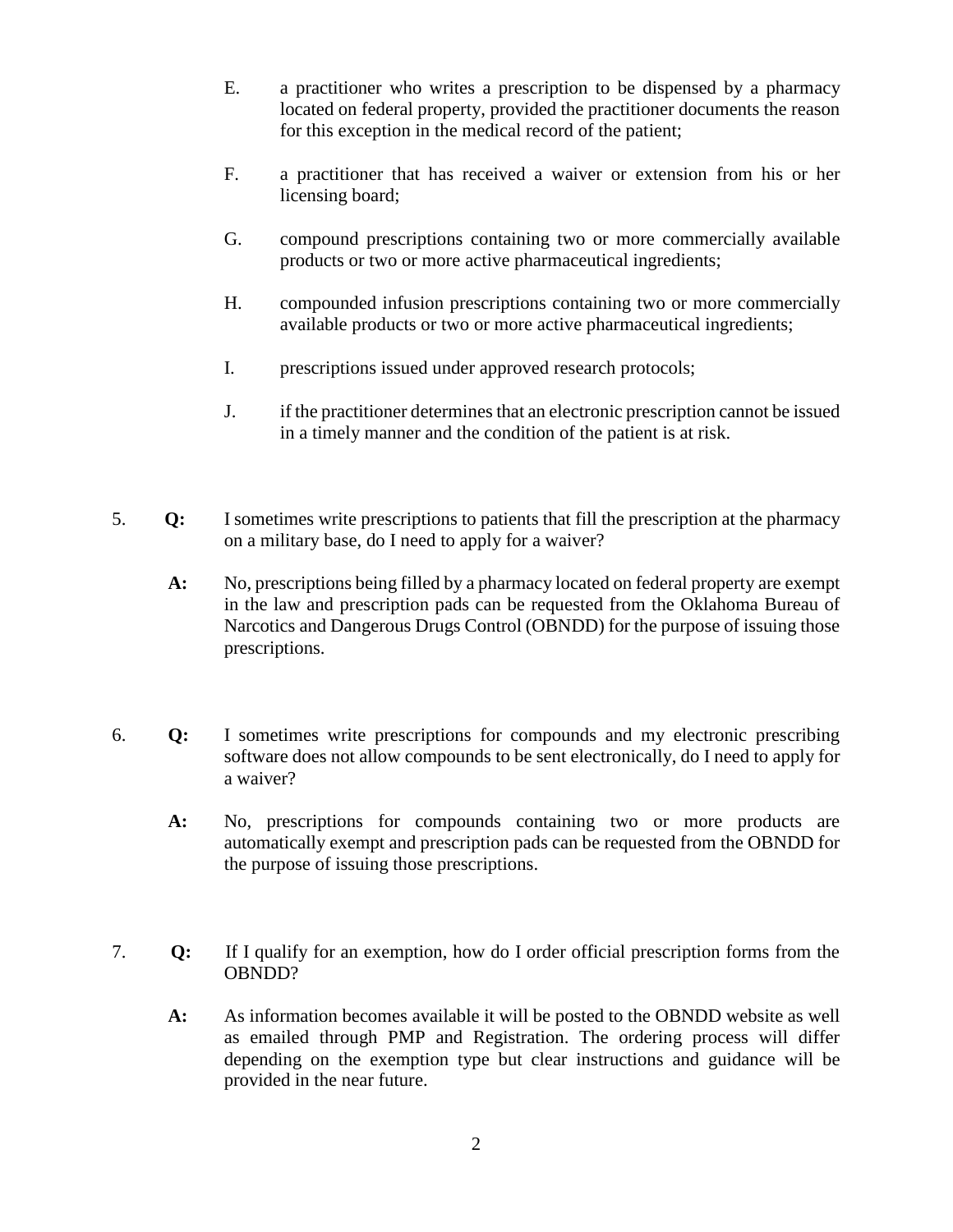E. a practitioner who writes a prescription to be dispensed by a pharmacy located on federal property, provided the practitioner documents the reason for this exception in the medical record of the patient;

F. a practitioner that has received a waiver or extension from his or her licensing board;

G. compound prescriptions containing two or more commercially available products or two or more active pharmaceutical ingredients;

H. compounded infusion prescriptions containing two or more commercially available products or two or more active pharmaceutical ingredients;

I. prescriptions issued under approved research protocols;

J. if the practitioner determines that an electronic prescription cannot be issued in a timely manner and the condition of the patient is at risk.

5. **Q:** I sometimes write prescriptions to patients that fill the prescription at the pharmacy on a military base, do I need to apply for a waiver?

   **A:** No, prescriptions being filled by a pharmacy located on federal property are exempt in the law and prescription pads can be requested from the Oklahoma Bureau of Narcotics and Dangerous Drugs Control (OBNDD) for the purpose of issuing those prescriptions.

6. **Q:** I sometimes write prescriptions for compounds and my electronic prescribing software does not allow compounds to be sent electronically, do I need to apply for a waiver?

   **A:** No, prescriptions for compounds containing two or more products are automatically exempt and prescription pads can be requested from the OBNDD for the purpose of issuing those prescriptions.

7. **Q:** If I qualify for an exemption, how do I order official prescription forms from the OBNDD?

   **A:** As information becomes available it will be posted to the OBNDD website as well as emailed through PMP and Registration. The ordering process will differ depending on the exemption type but clear instructions and guidance will be provided in the near future.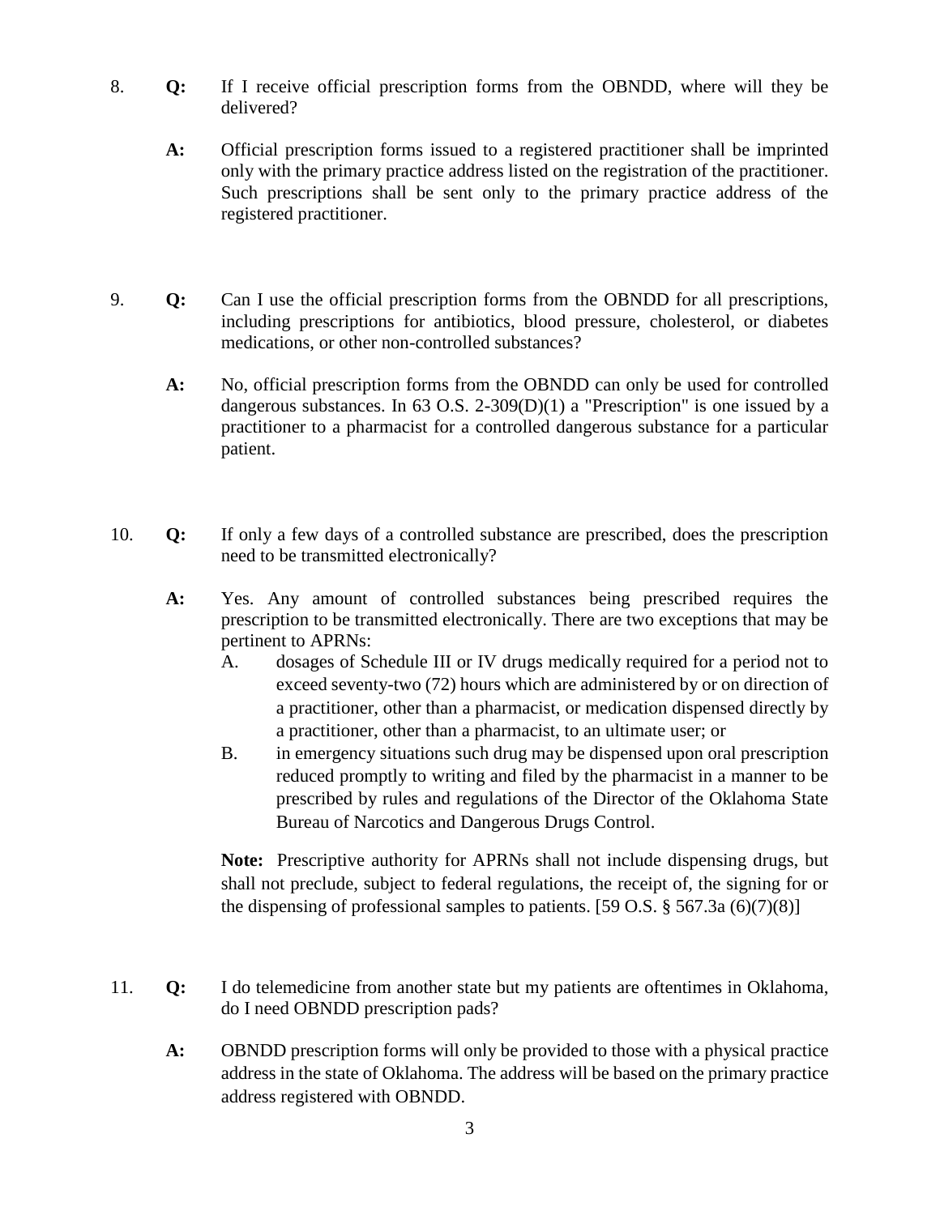8. **Q:** If I receive official prescription forms from the OBNDD, where will they be delivered?

   **A:** Official prescription forms issued to a registered practitioner shall be imprinted only with the primary practice address listed on the registration of the practitioner. Such prescriptions shall be sent only to the primary practice address of the registered practitioner.

9. **Q:** Can I use the official prescription forms from the OBNDD for all prescriptions, including prescriptions for antibiotics, blood pressure, cholesterol, or diabetes medications, or other non-controlled substances?

   **A:** No, official prescription forms from the OBNDD can only be used for controlled dangerous substances. In 63 O.S. 2-309(D)(1) a "Prescription" is one issued by a practitioner to a pharmacist for a controlled dangerous substance for a particular patient.

10. **Q:** If only a few days of a controlled substance are prescribed, does the prescription need to be transmitted electronically?

    **A:** Yes. Any amount of controlled substances being prescribed requires the prescription to be transmitted electronically. There are two exceptions that may be pertinent to APRNs:

    A. dosages of Schedule III or IV drugs medically required for a period not to exceed seventy-two (72) hours which are administered by or on direction of a practitioner, other than a pharmacist, or medication dispensed directly by a practitioner, other than a pharmacist, to an ultimate user; or

    B. in emergency situations such drug may be dispensed upon oral prescription reduced promptly to writing and filed by the pharmacist in a manner to be prescribed by rules and regulations of the Director of the Oklahoma State Bureau of Narcotics and Dangerous Drugs Control.

    **Note:** Prescriptive authority for APRNs shall not include dispensing drugs, but shall not preclude, subject to federal regulations, the receipt of, the signing for or the dispensing of professional samples to patients. [59 O.S. § 567.3a (6)(7)(8)]

11. **Q:** I do telemedicine from another state but my patients are oftentimes in Oklahoma, do I need OBNDD prescription pads?

    **A:** OBNDD prescription forms will only be provided to those with a physical practice address in the state of Oklahoma. The address will be based on the primary practice address registered with OBNDD.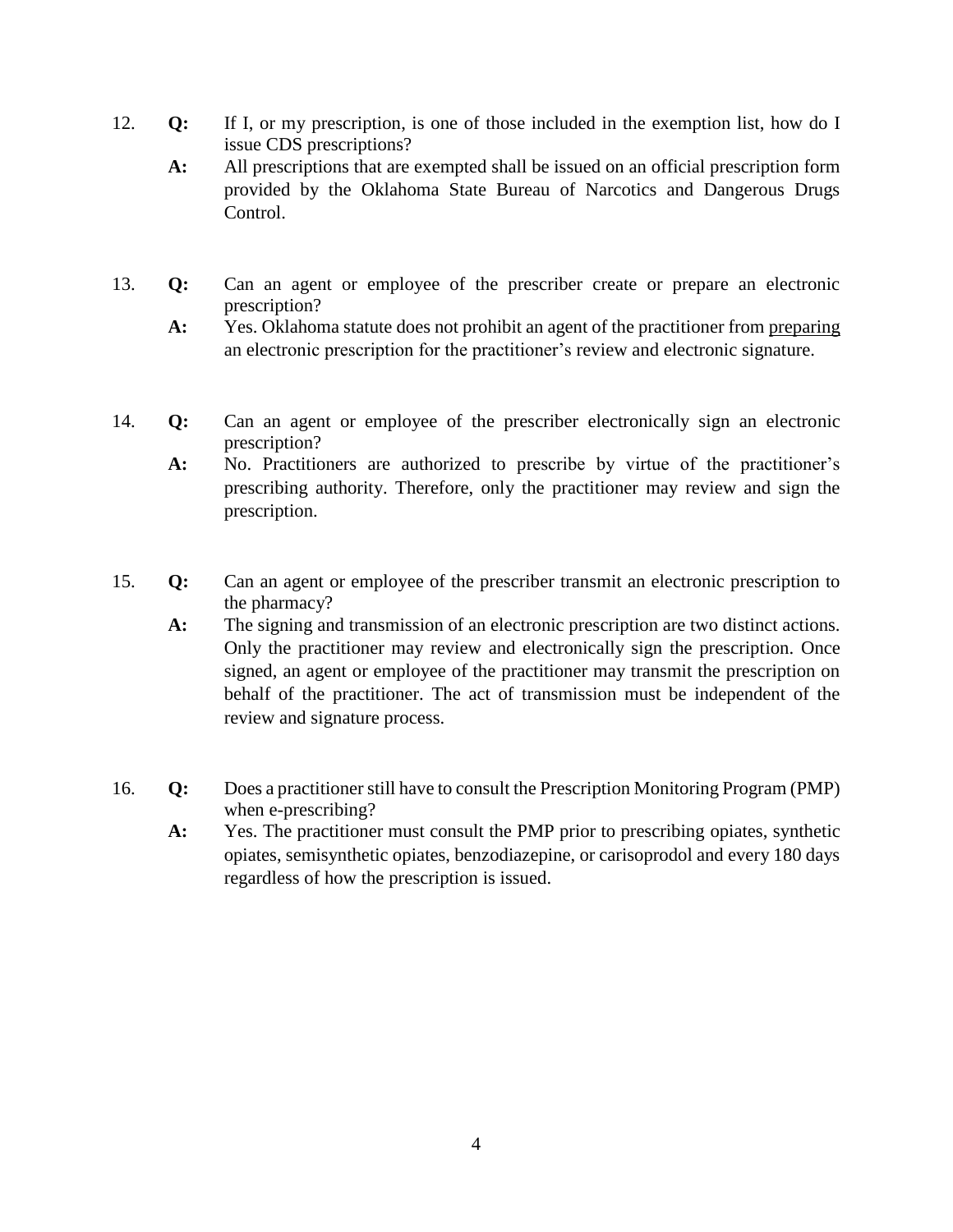12. **Q:** If I, or my prescription, is one of those included in the exemption list, how do I issue CDS prescriptions?

    **A:** All prescriptions that are exempted shall be issued on an official prescription form provided by the Oklahoma State Bureau of Narcotics and Dangerous Drugs Control.

13. **Q:** Can an agent or employee of the prescriber create or prepare an electronic prescription?

    **A:** Yes. Oklahoma statute does not prohibit an agent of the practitioner from <u>preparing</u> an electronic prescription for the practitioner's review and electronic signature.

14. **Q:** Can an agent or employee of the prescriber electronically sign an electronic prescription?

    **A:** No. Practitioners are authorized to prescribe by virtue of the practitioner's prescribing authority. Therefore, only the practitioner may review and sign the prescription.

15. **Q:** Can an agent or employee of the prescriber transmit an electronic prescription to the pharmacy?

    **A:** The signing and transmission of an electronic prescription are two distinct actions. Only the practitioner may review and electronically sign the prescription. Once signed, an agent or employee of the practitioner may transmit the prescription on behalf of the practitioner. The act of transmission must be independent of the review and signature process.

16. **Q:** Does a practitioner still have to consult the Prescription Monitoring Program (PMP) when e-prescribing?

    **A:** Yes. The practitioner must consult the PMP prior to prescribing opiates, synthetic opiates, semisynthetic opiates, benzodiazepine, or carisoprodol and every 180 days regardless of how the prescription is issued.